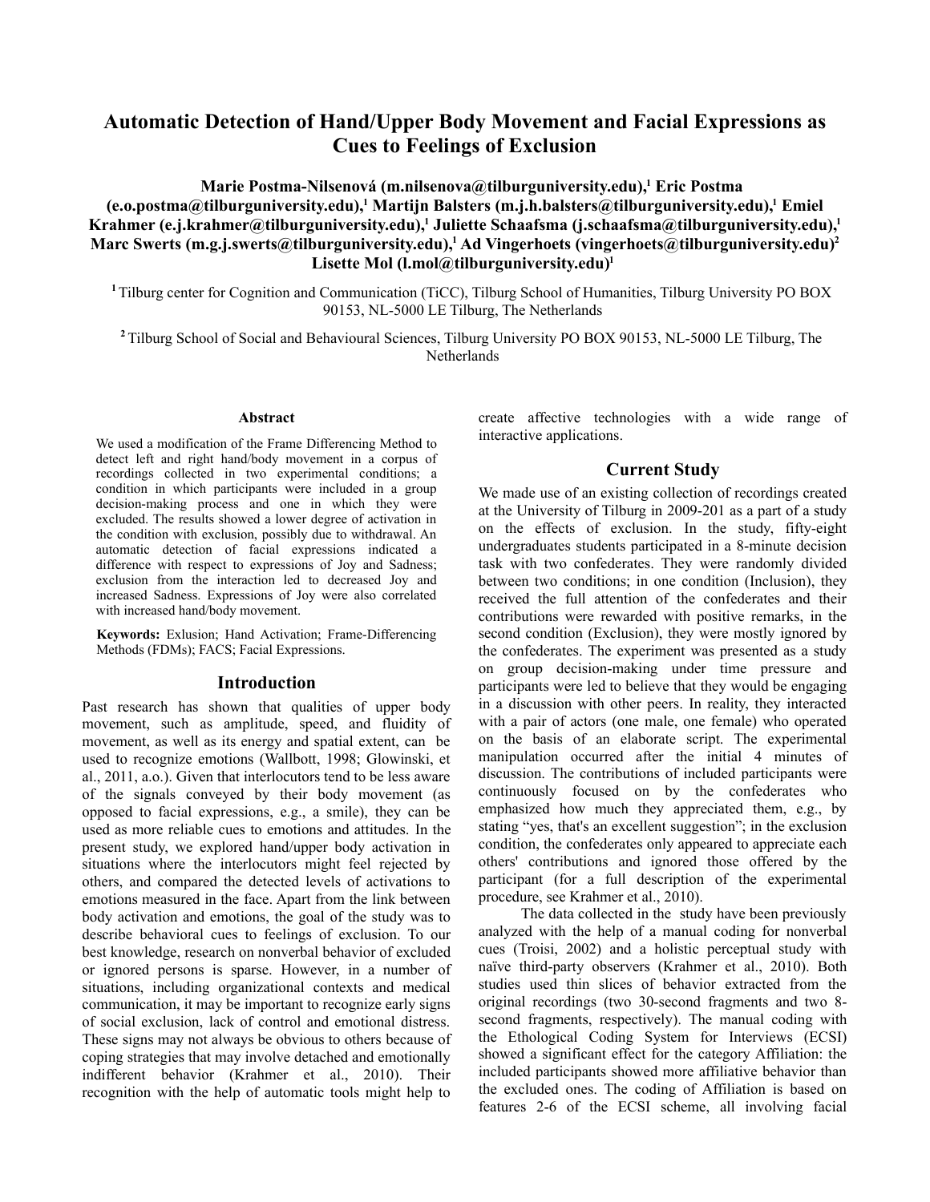# Automatic Detection of Hand/Upper Body Movement and Facial Expressions as Cues to Feelings of Exclusion

**Marie Postma-Nilsenová (m.nilsenova@tilburguniversity.edu),[1] Eric Postma (e.o.postma@tilburguniversity.edu),[1] Martijn Balsters (m.j.h.balsters@tilburguniversity.edu),[1] Emiel Krahmer (e.j.krahmer@tilburguniversity.edu),[1] Juliette Schaafsma (j.schaafsma@tilburguniversity.edu),[1] Marc Swerts (m.g.j.swerts@tilburguniversity.edu),[1] Ad Vingerhoets (vingerhoets@tilburguniversity.edu)[2] Lisette Mol (l.mol@tilburguniversity.edu)[1]**

[1] Tilburg center for Cognition and Communication (TiCC), Tilburg School of Humanities, Tilburg University PO BOX 90153, NL-5000 LE Tilburg, The Netherlands

[2] Tilburg School of Social and Behavioural Sciences, Tilburg University PO BOX 90153, NL-5000 LE Tilburg, The Netherlands

### Abstract

We used a modification of the Frame Differencing Method to detect left and right hand/body movement in a corpus of recordings collected in two experimental conditions; a condition in which participants were included in a group decision-making process and one in which they were excluded. The results showed a lower degree of activation in the condition with exclusion, possibly due to withdrawal. An automatic detection of facial expressions indicated a difference with respect to expressions of Joy and Sadness; exclusion from the interaction led to decreased Joy and increased Sadness. Expressions of Joy were also correlated with increased hand/body movement.

**Keywords:** Exlusion; Hand Activation; Frame-Differencing Methods (FDMs); FACS; Facial Expressions.

## Introduction

Past research has shown that qualities of upper body movement, such as amplitude, speed, and fluidity of movement, as well as its energy and spatial extent, can be used to recognize emotions (Wallbott, 1998; Glowinski, et al., 2011, a.o.). Given that interlocutors tend to be less aware of the signals conveyed by their body movement (as opposed to facial expressions, e.g., a smile), they can be used as more reliable cues to emotions and attitudes. In the present study, we explored hand/upper body activation in situations where the interlocutors might feel rejected by others, and compared the detected levels of activations to emotions measured in the face. Apart from the link between body activation and emotions, the goal of the study was to describe behavioral cues to feelings of exclusion. To our best knowledge, research on nonverbal behavior of excluded or ignored persons is sparse. However, in a number of situations, including organizational contexts and medical communication, it may be important to recognize early signs of social exclusion, lack of control and emotional distress. These signs may not always be obvious to others because of coping strategies that may involve detached and emotionally indifferent behavior (Krahmer et al., 2010). Their recognition with the help of automatic tools might help to create affective technologies with a wide range of interactive applications.

## Current Study

We made use of an existing collection of recordings created at the University of Tilburg in 2009-201 as a part of a study on the effects of exclusion. In the study, fifty-eight undergraduates students participated in a 8-minute decision task with two confederates. They were randomly divided between two conditions; in one condition (Inclusion), they received the full attention of the confederates and their contributions were rewarded with positive remarks, in the second condition (Exclusion), they were mostly ignored by the confederates. The experiment was presented as a study on group decision-making under time pressure and participants were led to believe that they would be engaging in a discussion with other peers. In reality, they interacted with a pair of actors (one male, one female) who operated on the basis of an elaborate script. The experimental manipulation occurred after the initial 4 minutes of discussion. The contributions of included participants were continuously focused on by the confederates who emphasized how much they appreciated them, e.g., by stating "yes, that's an excellent suggestion"; in the exclusion condition, the confederates only appeared to appreciate each others' contributions and ignored those offered by the participant (for a full description of the experimental procedure, see Krahmer et al., 2010).

The data collected in the study have been previously analyzed with the help of a manual coding for nonverbal cues (Troisi, 2002) and a holistic perceptual study with naïve third-party observers (Krahmer et al., 2010). Both studies used thin slices of behavior extracted from the original recordings (two 30-second fragments and two 8-second fragments, respectively). The manual coding with the Ethological Coding System for Interviews (ECSI) showed a significant effect for the category Affiliation: the included participants showed more affiliative behavior than the excluded ones. The coding of Affiliation is based on features 2-6 of the ECSI scheme, all involving facial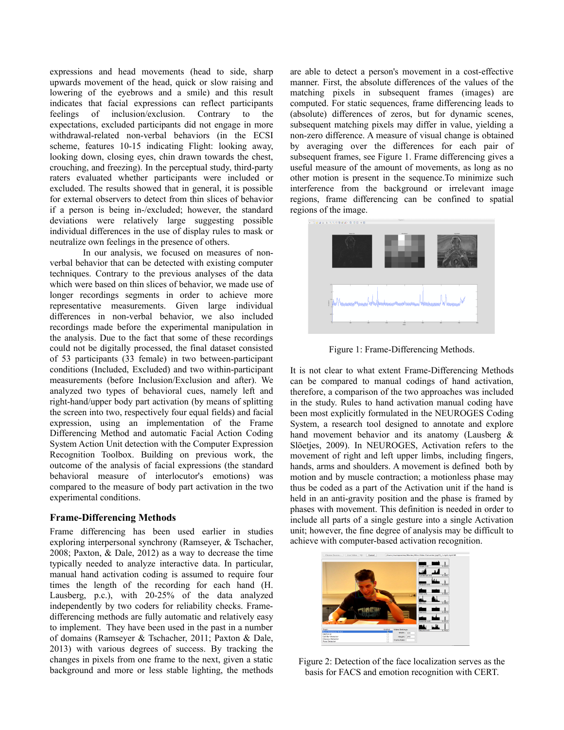expressions and head movements (head to side, sharp upwards movement of the head, quick or slow raising and lowering of the eyebrows and a smile) and this result indicates that facial expressions can reflect participants feelings of inclusion/exclusion. Contrary to the expectations, excluded participants did not engage in more withdrawal-related non-verbal behaviors (in the ECSI scheme, features 10-15 indicating Flight: looking away, looking down, closing eyes, chin drawn towards the chest, crouching, and freezing). In the perceptual study, third-party raters evaluated whether participants were included or excluded. The results showed that in general, it is possible for external observers to detect from thin slices of behavior if a person is being in-/excluded; however, the standard deviations were relatively large suggesting possible individual differences in the use of display rules to mask or neutralize own feelings in the presence of others.

In our analysis, we focused on measures of non-verbal behavior that can be detected with existing computer techniques. Contrary to the previous analyses of the data which were based on thin slices of behavior, we made use of longer recordings segments in order to achieve more representative measurements. Given large individual differences in non-verbal behavior, we also included recordings made before the experimental manipulation in the analysis. Due to the fact that some of these recordings could not be digitally processed, the final dataset consisted of 53 participants (33 female) in two between-participant conditions (Included, Excluded) and two within-participant measurements (before Inclusion/Exclusion and after). We analyzed two types of behavioral cues, namely left and right-hand/upper body part activation (by means of splitting the screen into two, respectively four equal fields) and facial expression, using an implementation of the Frame Differencing Method and automatic Facial Action Coding System Action Unit detection with the Computer Expression Recognition Toolbox. Building on previous work, the outcome of the analysis of facial expressions (the standard behavioral measure of interlocutor's emotions) was compared to the measure of body part activation in the two experimental conditions.

## Frame-Differencing Methods

Frame differencing has been used earlier in studies exploring interpersonal synchrony (Ramseyer, & Tschacher, 2008; Paxton, & Dale, 2012) as a way to decrease the time typically needed to analyze interactive data. In particular, manual hand activation coding is assumed to require four times the length of the recording for each hand (H. Lausberg, p.c.), with 20-25% of the data analyzed independently by two coders for reliability checks. Frame-differencing methods are fully automatic and relatively easy to implement. They have been used in the past in a number of domains (Ramseyer & Tschacher, 2011; Paxton & Dale, 2013) with various degrees of success. By tracking the changes in pixels from one frame to the next, given a static background and more or less stable lighting, the methods are able to detect a person's movement in a cost-effective manner. First, the absolute differences of the values of the matching pixels in subsequent frames (images) are computed. For static sequences, frame differencing leads to (absolute) differences of zeros, but for dynamic scenes, subsequent matching pixels may differ in value, yielding a non-zero difference. A measure of visual change is obtained by averaging over the differences for each pair of subsequent frames, see Figure 1. Frame differencing gives a useful measure of the amount of movements, as long as no other motion is present in the sequence.To minimize such interference from the background or irrelevant image regions, frame differencing can be confined to spatial regions of the image.

Figure 1: Frame-Differencing Methods.

It is not clear to what extent Frame-Differencing Methods can be compared to manual codings of hand activation, therefore, a comparison of the two approaches was included in the study. Rules to hand activation manual coding have been most explicitly formulated in the NEUROGES Coding System, a research tool designed to annotate and explore hand movement behavior and its anatomy (Lausberg & Slöetjes, 2009). In NEUROGES, Activation refers to the movement of right and left upper limbs, including fingers, hands, arms and shoulders. A movement is defined both by motion and by muscle contraction; a motionless phase may thus be coded as a part of the Activation unit if the hand is held in an anti-gravity position and the phase is framed by phases with movement. This definition is needed in order to include all parts of a single gesture into a single Activation unit; however, the fine degree of analysis may be difficult to achieve with computer-based activation recognition.

Figure 2: Detection of the face localization serves as the basis for FACS and emotion recognition with CERT.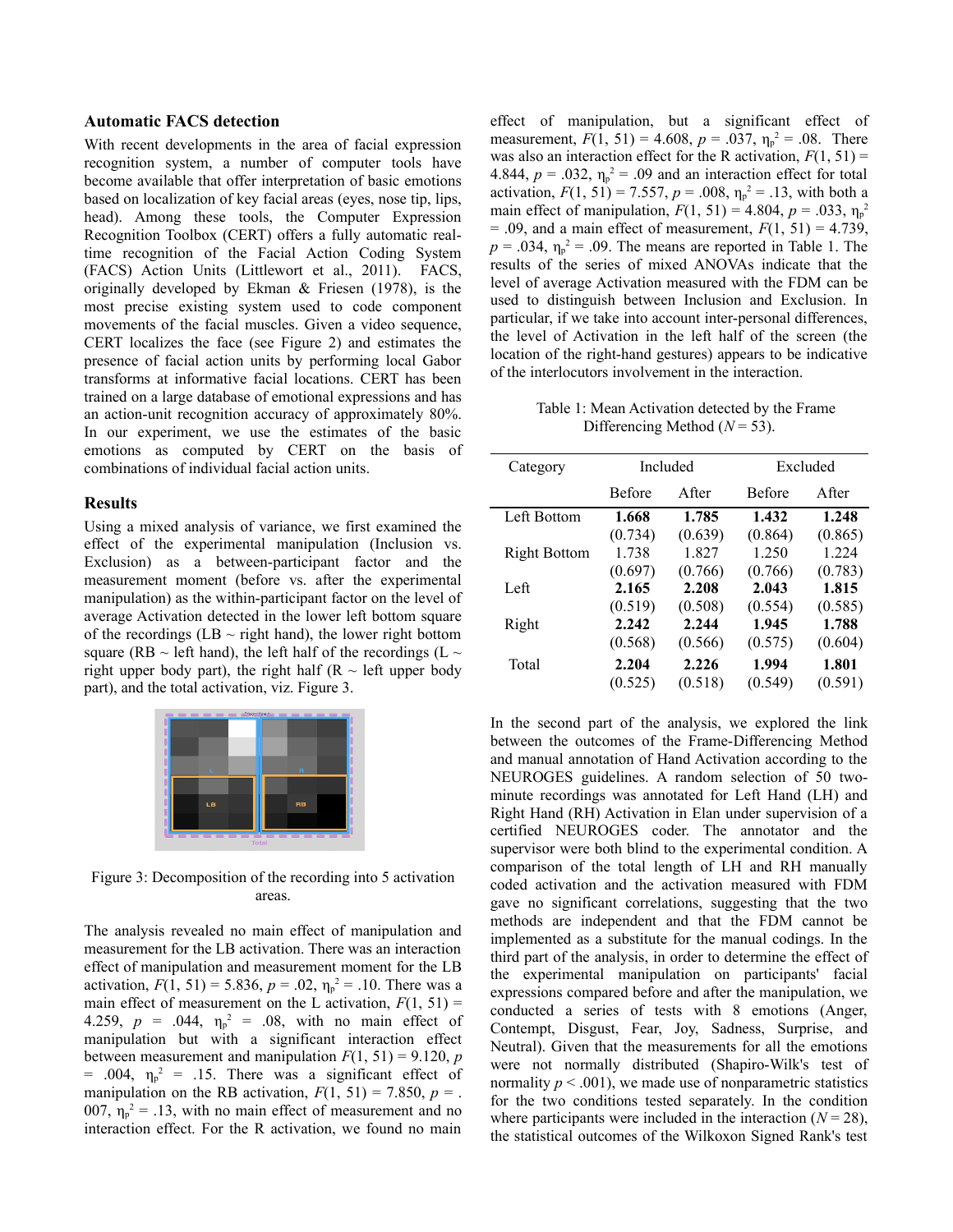### Automatic FACS detection

With recent developments in the area of facial expression recognition system, a number of computer tools have become available that offer interpretation of basic emotions based on localization of key facial areas (eyes, nose tip, lips, head). Among these tools, the Computer Expression Recognition Toolbox (CERT) offers a fully automatic real-time recognition of the Facial Action Coding System (FACS) Action Units (Littlewort et al., 2011). FACS, originally developed by Ekman & Friesen (1978), is the most precise existing system used to code component movements of the facial muscles. Given a video sequence, CERT localizes the face (see Figure 2) and estimates the presence of facial action units by performing local Gabor transforms at informative facial locations. CERT has been trained on a large database of emotional expressions and has an action-unit recognition accuracy of approximately 80%. In our experiment, we use the estimates of the basic emotions as computed by CERT on the basis of combinations of individual facial action units.

### Results

Using a mixed analysis of variance, we first examined the effect of the experimental manipulation (Inclusion vs. Exclusion) as a between-participant factor and the measurement moment (before vs. after the experimental manipulation) as the within-participant factor on the level of average Activation detected in the lower left bottom square of the recordings (LB ~ right hand), the lower right bottom square (RB ~ left hand), the left half of the recordings (L ~ right upper body part), the right half (R ~ left upper body part), and the total activation, viz. Figure 3.

Figure 3: Decomposition of the recording into 5 activation areas.

The analysis revealed no main effect of manipulation and measurement for the LB activation. There was an interaction effect of manipulation and measurement moment for the LB activation, $F(1, 51) = 5.836$, $p = .02$, $\eta_p^2 = .10$. There was a main effect of measurement on the L activation, $F(1, 51) = 4.259$, $p = .044$, $\eta_p^2 = .08$, with no main effect of manipulation but with a significant interaction effect between measurement and manipulation $F(1, 51) = 9.120$, $p = .004$, $\eta_p^2 = .15$. There was a significant effect of manipulation on the RB activation, $F(1, 51) = 7.850$, $p = .007$, $\eta_p^2 = .13$, with no main effect of measurement and no interaction effect. For the R activation, we found no main effect of manipulation, but a significant effect of measurement, $F(1, 51) = 4.608$, $p = .037$, $\eta_p^2 = .08$. There was also an interaction effect for the R activation, $F(1, 51) = 4.844$, $p = .032$, $\eta_p^2 = .09$ and an interaction effect for total activation, $F(1, 51) = 7.557$, $p = .008$, $\eta_p^2 = .13$, with both a main effect of manipulation, $F(1, 51) = 4.804$, $p = .033$, $\eta_p^2 = .09$, and a main effect of measurement, $F(1, 51) = 4.739$, $p = .034$, $\eta_p^2 = .09$. The means are reported in Table 1. The results of the series of mixed ANOVAs indicate that the level of average Activation measured with the FDM can be used to distinguish between Inclusion and Exclusion. In particular, if we take into account inter-personal differences, the level of Activation in the left half of the screen (the location of the right-hand gestures) appears to be indicative of the interlocutors involvement in the interaction.

Table 1: Mean Activation detected by the Frame Differencing Method ($N = 53$).

| Category | Included | | Excluded | |
|---|---|---|---|---|
| | Before | After | Before | After |
| Left Bottom | **1.668** | **1.785** | **1.432** | **1.248** |
| | (0.734) | (0.639) | (0.864) | (0.865) |
| Right Bottom | 1.738 | 1.827 | 1.250 | 1.224 |
| | (0.697) | (0.766) | (0.766) | (0.783) |
| Left | **2.165** | **2.208** | **2.043** | **1.815** |
| | (0.519) | (0.508) | (0.554) | (0.585) |
| Right | **2.242** | **2.244** | **1.945** | **1.788** |
| | (0.568) | (0.566) | (0.575) | (0.604) |
| Total | **2.204** | **2.226** | **1.994** | **1.801** |
| | (0.525) | (0.518) | (0.549) | (0.591) |

In the second part of the analysis, we explored the link between the outcomes of the Frame-Differencing Method and manual annotation of Hand Activation according to the NEUROGES guidelines. A random selection of 50 two-minute recordings was annotated for Left Hand (LH) and Right Hand (RH) Activation in Elan under supervision of a certified NEUROGES coder. The annotator and the supervisor were both blind to the experimental condition. A comparison of the total length of LH and RH manually coded activation and the activation measured with FDM gave no significant correlations, suggesting that the two methods are independent and that the FDM cannot be implemented as a substitute for the manual codings. In the third part of the analysis, in order to determine the effect of the experimental manipulation on participants' facial expressions compared before and after the manipulation, we conducted a series of tests with 8 emotions (Anger, Contempt, Disgust, Fear, Joy, Sadness, Surprise, and Neutral). Given that the measurements for all the emotions were not normally distributed (Shapiro-Wilk's test of normality $p < .001$), we made use of nonparametric statistics for the two conditions tested separately. In the condition where participants were included in the interaction ($N = 28$), the statistical outcomes of the Wilkoxon Signed Rank's test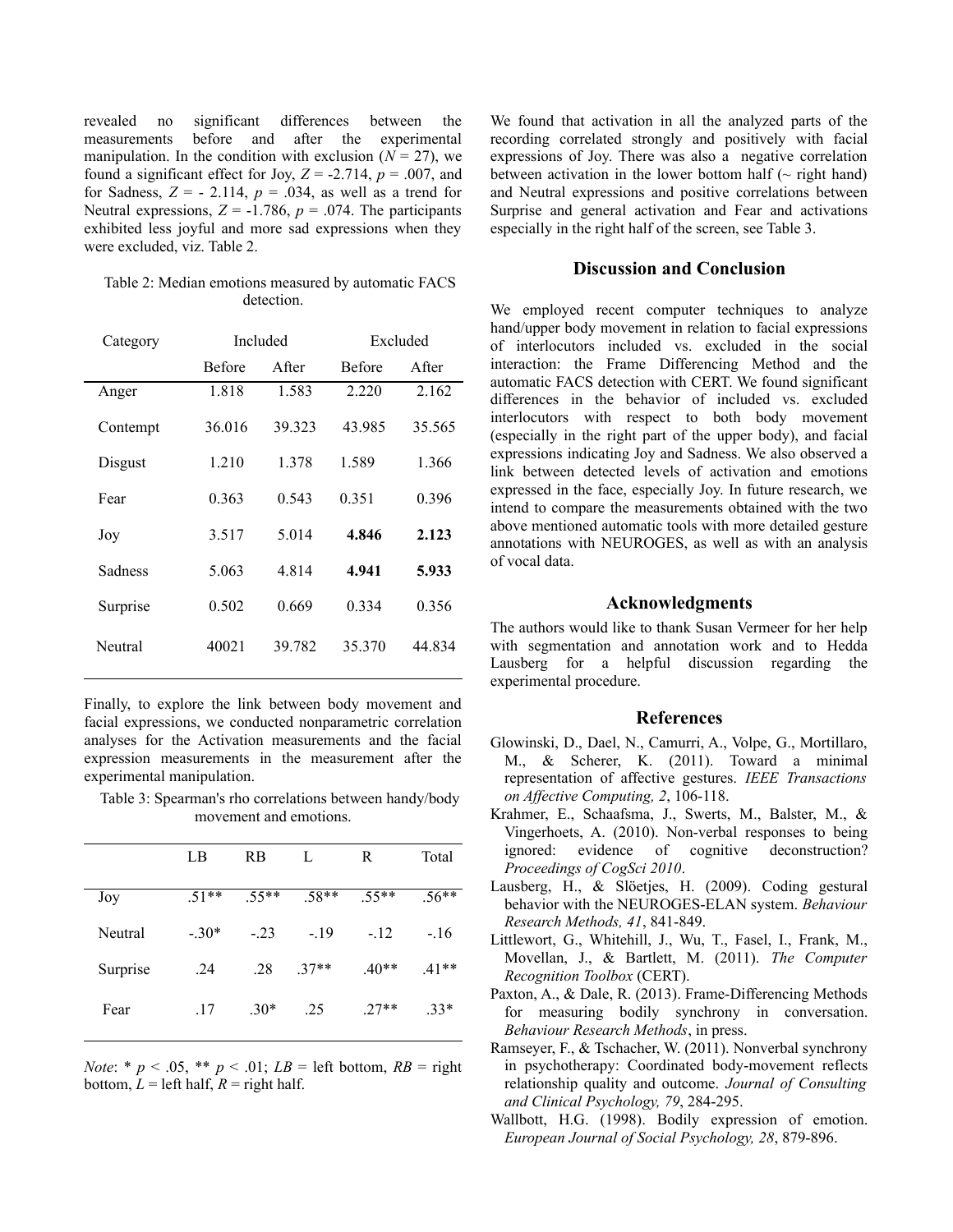revealed no significant differences between the measurements before and after the experimental manipulation. In the condition with exclusion ($N = 27$), we found a significant effect for Joy, $Z = -2.714$, $p = .007$, and for Sadness, $Z = -2.114$, $p = .034$, as well as a trend for Neutral expressions, $Z = -1.786$, $p = .074$. The participants exhibited less joyful and more sad expressions when they were excluded, viz. Table 2.

Table 2: Median emotions measured by automatic FACS detection.

| Category | Included | | Excluded | |
|---|---|---|---|---|
| | Before | After | Before | After |
| Anger | 1.818 | 1.583 | 2.220 | 2.162 |
| Contempt | 36.016 | 39.323 | 43.985 | 35.565 |
| Disgust | 1.210 | 1.378 | 1.589 | 1.366 |
| Fear | 0.363 | 0.543 | 0.351 | 0.396 |
| Joy | 3.517 | 5.014 | **4.846** | **2.123** |
| Sadness | 5.063 | 4.814 | **4.941** | **5.933** |
| Surprise | 0.502 | 0.669 | 0.334 | 0.356 |
| Neutral | 40021 | 39.782 | 35.370 | 44.834 |

Finally, to explore the link between body movement and facial expressions, we conducted nonparametric correlation analyses for the Activation measurements and the facial expression measurements in the measurement after the experimental manipulation.

Table 3: Spearman's rho correlations between handy/body movement and emotions.

| | LB | RB | L | R | Total |
|---|---|---|---|---|---|
| Joy | .51** | .55** | .58** | .55** | .56** |
| Neutral | -.30* | -.23 | -.19 | -.12 | -.16 |
| Surprise | .24 | .28 | .37** | .40** | .41** |
| Fear | .17 | .30* | .25 | .27** | .33* |

*Note*: * $p < .05$, ** $p < .01$; *LB* = left bottom, *RB* = right bottom, *L* = left half, *R* = right half.

We found that activation in all the analyzed parts of the recording correlated strongly and positively with facial expressions of Joy. There was also a negative correlation between activation in the lower bottom half (~ right hand) and Neutral expressions and positive correlations between Surprise and general activation and Fear and activations especially in the right half of the screen, see Table 3.

## Discussion and Conclusion

We employed recent computer techniques to analyze hand/upper body movement in relation to facial expressions of interlocutors included vs. excluded in the social interaction: the Frame Differencing Method and the automatic FACS detection with CERT. We found significant differences in the behavior of included vs. excluded interlocutors with respect to both body movement (especially in the right part of the upper body), and facial expressions indicating Joy and Sadness. We also observed a link between detected levels of activation and emotions expressed in the face, especially Joy. In future research, we intend to compare the measurements obtained with the two above mentioned automatic tools with more detailed gesture annotations with NEUROGES, as well as with an analysis of vocal data.

## Acknowledgments

The authors would like to thank Susan Vermeer for her help with segmentation and annotation work and to Hedda Lausberg for a helpful discussion regarding the experimental procedure.

## References

Glowinski, D., Dael, N., Camurri, A., Volpe, G., Mortillaro, M., & Scherer, K. (2011). Toward a minimal representation of affective gestures. *IEEE Transactions on Affective Computing, 2*, 106-118.

Krahmer, E., Schaafsma, J., Swerts, M., Balster, M., & Vingerhoets, A. (2010). Non-verbal responses to being ignored: evidence of cognitive deconstruction? *Proceedings of CogSci 2010*.

Lausberg, H., & Slöetjes, H. (2009). Coding gestural behavior with the NEUROGES-ELAN system. *Behaviour Research Methods, 41*, 841-849.

Littlewort, G., Whitehill, J., Wu, T., Fasel, I., Frank, M., Movellan, J., & Bartlett, M. (2011). *The Computer Recognition Toolbox* (CERT).

Paxton, A., & Dale, R. (2013). Frame-Differencing Methods for measuring bodily synchrony in conversation. *Behaviour Research Methods*, in press.

Ramseyer, F., & Tschacher, W. (2011). Nonverbal synchrony in psychotherapy: Coordinated body-movement reflects relationship quality and outcome. *Journal of Consulting and Clinical Psychology, 79*, 284-295.

Wallbott, H.G. (1998). Bodily expression of emotion. *European Journal of Social Psychology, 28*, 879-896.